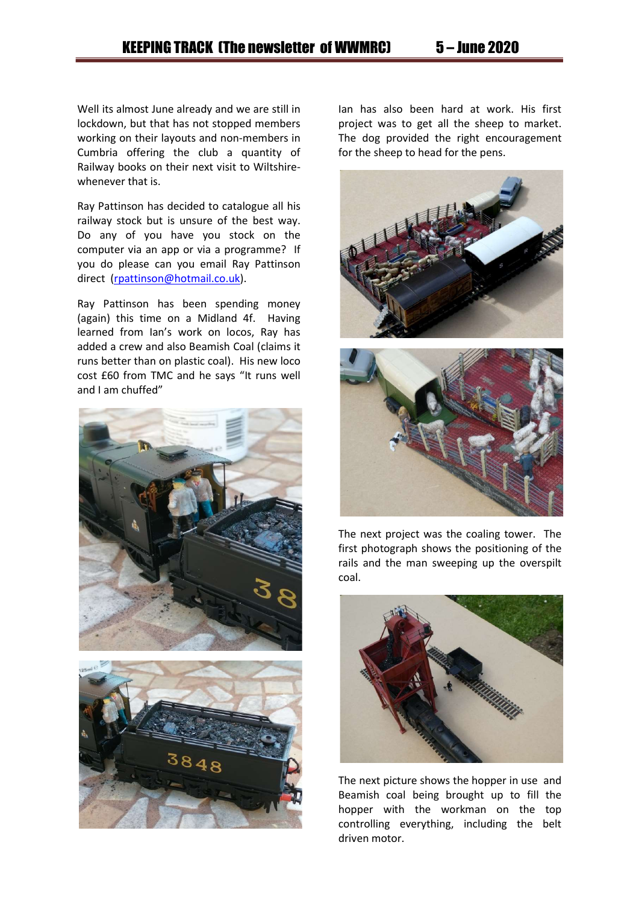Well its almost June already and we are still in lockdown, but that has not stopped members working on their layouts and non-members in Cumbria offering the club a quantity of Railway books on their next visit to Wiltshire- whenever that is.

Ray Pattinson has decided to catalogue all his railway stock but is unsure of the best way. Do any of you have you stock on the computer via an app or via a programme? If you do please can you email Ray Pattinson direct (rpattinson@hotmail.co.uk).

Ray Pattinson has been spending money (again) this time on a Midland 4f. Having learned from Ian's work on locos, Ray has added a crew and also Beamish Coal (claims it runs better than on plastic coal). His new loco cost £60 from TMC and he says "It runs well and I am chuffed"

Ian has also been hard at work. His first project was to get all the sheep to market. The dog provided the right encouragement for the sheep to head for the pens.

The next project was the coaling tower. The first photograph shows the positioning of the rails and the man sweeping up the overspilt coal.

The next picture shows the hopper in use and Beamish coal being brought up to fill the hopper with the workman on the top controlling everything, including the belt driven motor.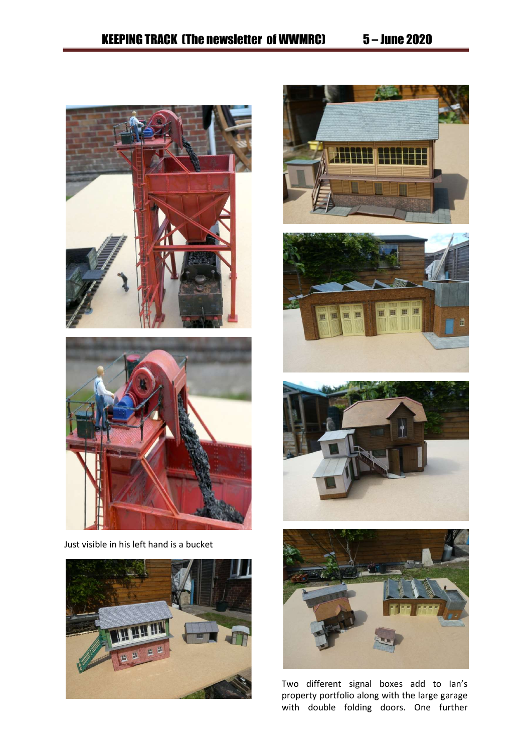Just visible in his left hand is a bucket

Two different signal boxes add to Ian's property portfolio along with the large garage with double folding doors. One further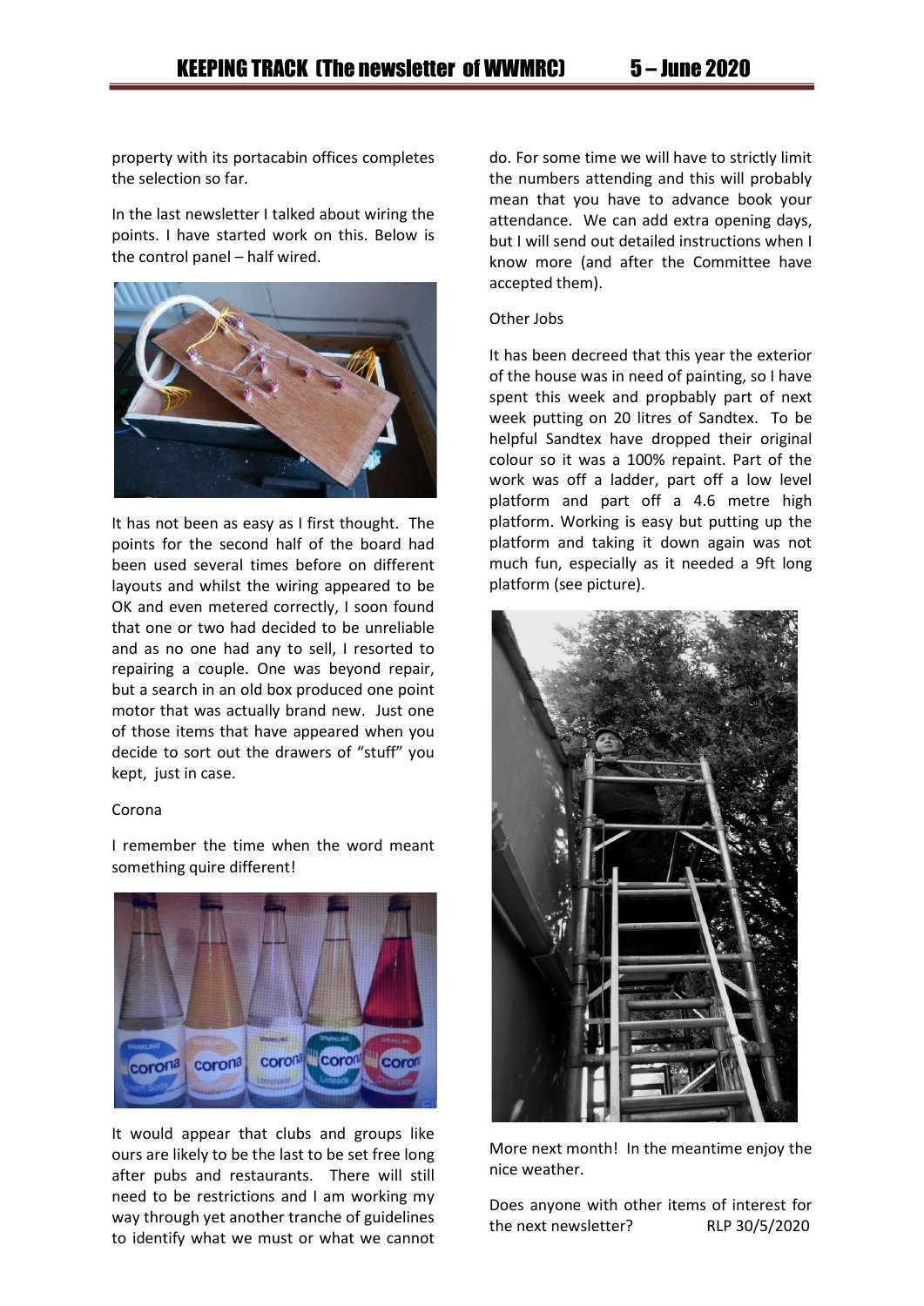property with its portacabin offices completes the selection so far.

In the last newsletter I talked about wiring the points. I have started work on this. Below is the control panel – half wired.

It has not been as easy as I first thought. The points for the second half of the board had been used several times before on different layouts and whilst the wiring appeared to be OK and even metered correctly, I soon found that one or two had decided to be unreliable and as no one had any to sell, I resorted to repairing a couple. One was beyond repair, but a search in an old box produced one point motor that was actually brand new. Just one of those items that have appeared when you decide to sort out the drawers of "stuff" you kept, just in case.

Corona

I remember the time when the word meant something quire different!

It would appear that clubs and groups like ours are likely to be the last to be set free long after pubs and restaurants. There will still need to be restrictions and I am working my way through yet another tranche of guidelines to identify what we must or what we cannot do. For some time we will have to strictly limit the numbers attending and this will probably mean that you have to advance book your attendance. We can add extra opening days, but I will send out detailed instructions when I know more (and after the Committee have accepted them).

Other Jobs

It has been decreed that this year the exterior of the house was in need of painting, so I have spent this week and propbably part of next week putting on 20 litres of Sandtex. To be helpful Sandtex have dropped their original colour so it was a 100% repaint. Part of the work was off a ladder, part off a low level platform and part off a 4.6 metre high platform. Working is easy but putting up the platform and taking it down again was not much fun, especially as it needed a 9ft long platform (see picture).

More next month! In the meantime enjoy the nice weather.

Does anyone with other items of interest for the next newsletter? RLP 30/5/2020